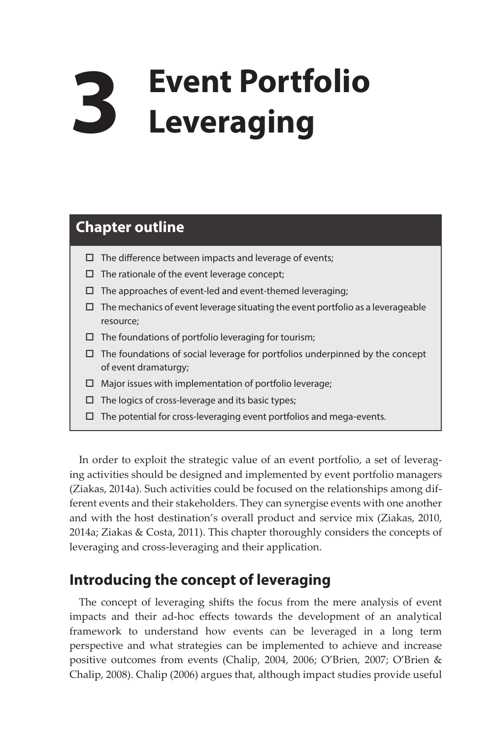# 3 Event Portfolio Leveraging

## Chapter outline

- The difference between impacts and leverage of events;
- The rationale of the event leverage concept;
- The approaches of event-led and event-themed leveraging;
- The mechanics of event leverage situating the event portfolio as a leverageable resource;
- The foundations of portfolio leveraging for tourism;
- The foundations of social leverage for portfolios underpinned by the concept of event dramaturgy;
- Major issues with implementation of portfolio leverage;
- The logics of cross-leverage and its basic types;
- The potential for cross-leveraging event portfolios and mega-events.

In order to exploit the strategic value of an event portfolio, a set of leveraging activities should be designed and implemented by event portfolio managers (Ziakas, 2014a). Such activities could be focused on the relationships among different events and their stakeholders. They can synergise events with one another and with the host destination's overall product and service mix (Ziakas, 2010, 2014a; Ziakas & Costa, 2011). This chapter thoroughly considers the concepts of leveraging and cross-leveraging and their application.

## Introducing the concept of leveraging

The concept of leveraging shifts the focus from the mere analysis of event impacts and their ad-hoc effects towards the development of an analytical framework to understand how events can be leveraged in a long term perspective and what strategies can be implemented to achieve and increase positive outcomes from events (Chalip, 2004, 2006; O'Brien, 2007; O'Brien & Chalip, 2008). Chalip (2006) argues that, although impact studies provide useful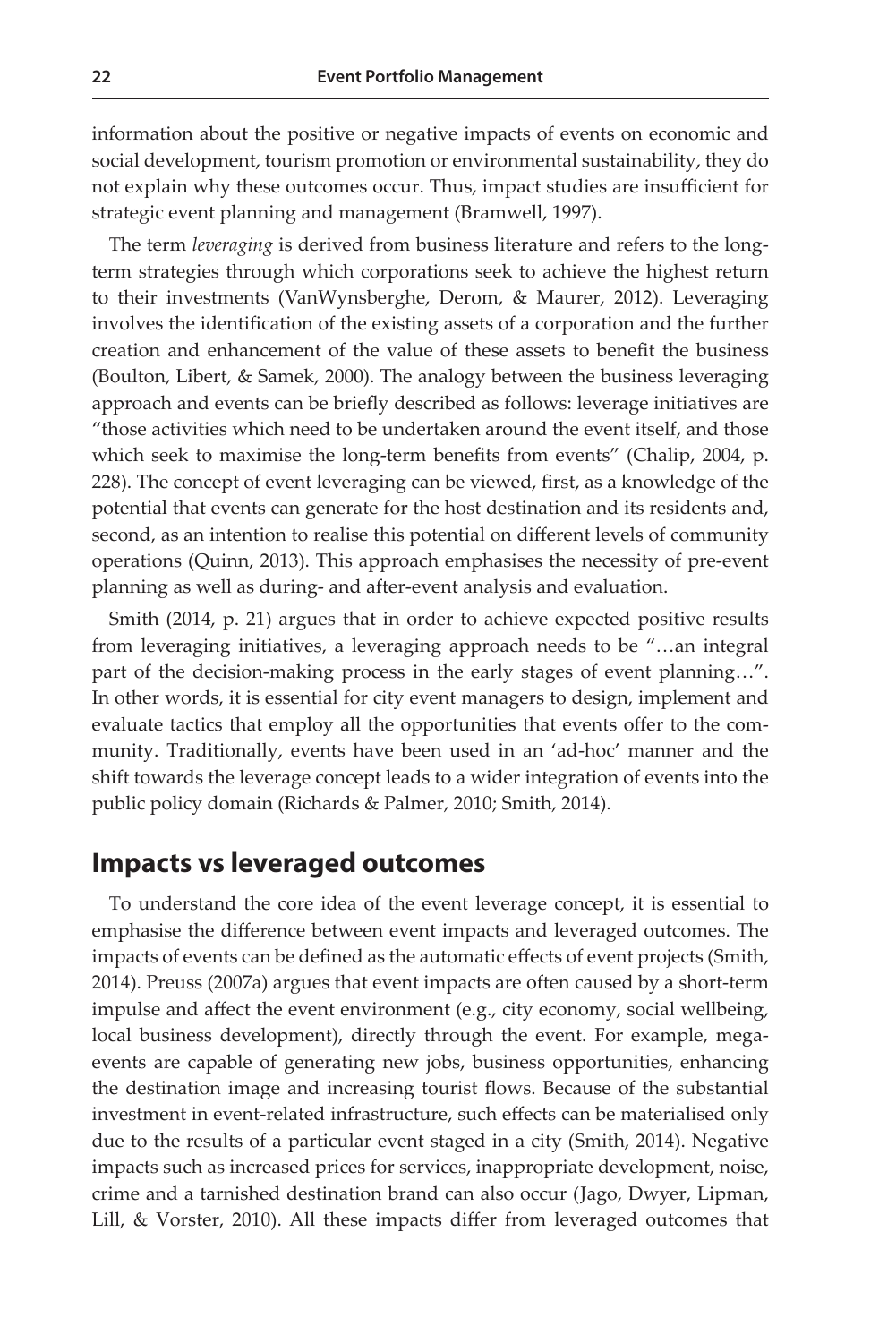information about the positive or negative impacts of events on economic and social development, tourism promotion or environmental sustainability, they do not explain why these outcomes occur. Thus, impact studies are insufficient for strategic event planning and management (Bramwell, 1997).

The term *leveraging* is derived from business literature and refers to the long-term strategies through which corporations seek to achieve the highest return to their investments (VanWynsberghe, Derom, & Maurer, 2012). Leveraging involves the identification of the existing assets of a corporation and the further creation and enhancement of the value of these assets to benefit the business (Boulton, Libert, & Samek, 2000). The analogy between the business leveraging approach and events can be briefly described as follows: leverage initiatives are "those activities which need to be undertaken around the event itself, and those which seek to maximise the long-term benefits from events" (Chalip, 2004, p. 228). The concept of event leveraging can be viewed, first, as a knowledge of the potential that events can generate for the host destination and its residents and, second, as an intention to realise this potential on different levels of community operations (Quinn, 2013). This approach emphasises the necessity of pre-event planning as well as during- and after-event analysis and evaluation.

Smith (2014, p. 21) argues that in order to achieve expected positive results from leveraging initiatives, a leveraging approach needs to be "…an integral part of the decision-making process in the early stages of event planning…". In other words, it is essential for city event managers to design, implement and evaluate tactics that employ all the opportunities that events offer to the community. Traditionally, events have been used in an 'ad-hoc' manner and the shift towards the leverage concept leads to a wider integration of events into the public policy domain (Richards & Palmer, 2010; Smith, 2014).

## Impacts vs leveraged outcomes

To understand the core idea of the event leverage concept, it is essential to emphasise the difference between event impacts and leveraged outcomes. The impacts of events can be defined as the automatic effects of event projects (Smith, 2014). Preuss (2007a) argues that event impacts are often caused by a short-term impulse and affect the event environment (e.g., city economy, social wellbeing, local business development), directly through the event. For example, mega-events are capable of generating new jobs, business opportunities, enhancing the destination image and increasing tourist flows. Because of the substantial investment in event-related infrastructure, such effects can be materialised only due to the results of a particular event staged in a city (Smith, 2014). Negative impacts such as increased prices for services, inappropriate development, noise, crime and a tarnished destination brand can also occur (Jago, Dwyer, Lipman, Lill, & Vorster, 2010). All these impacts differ from leveraged outcomes that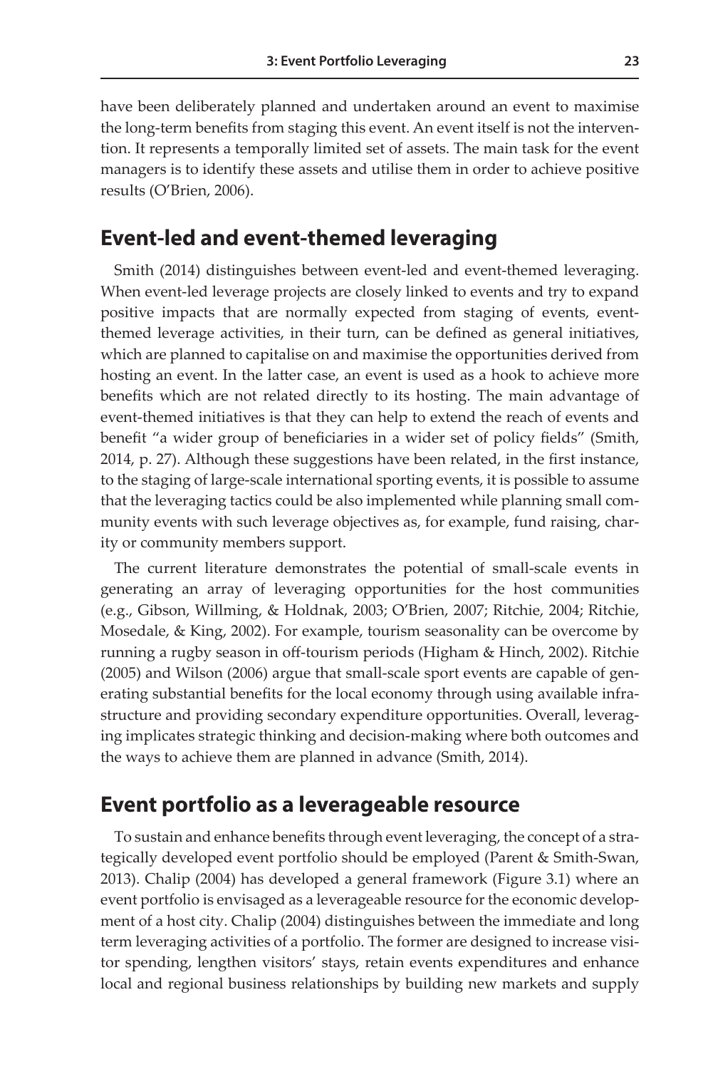have been deliberately planned and undertaken around an event to maximise the long-term benefits from staging this event. An event itself is not the intervention. It represents a temporally limited set of assets. The main task for the event managers is to identify these assets and utilise them in order to achieve positive results (O'Brien, 2006).

## Event-led and event-themed leveraging

Smith (2014) distinguishes between event-led and event-themed leveraging. When event-led leverage projects are closely linked to events and try to expand positive impacts that are normally expected from staging of events, event-themed leverage activities, in their turn, can be defined as general initiatives, which are planned to capitalise on and maximise the opportunities derived from hosting an event. In the latter case, an event is used as a hook to achieve more benefits which are not related directly to its hosting. The main advantage of event-themed initiatives is that they can help to extend the reach of events and benefit "a wider group of beneficiaries in a wider set of policy fields" (Smith, 2014, p. 27). Although these suggestions have been related, in the first instance, to the staging of large-scale international sporting events, it is possible to assume that the leveraging tactics could be also implemented while planning small community events with such leverage objectives as, for example, fund raising, charity or community members support.

The current literature demonstrates the potential of small-scale events in generating an array of leveraging opportunities for the host communities (e.g., Gibson, Willming, & Holdnak, 2003; O'Brien, 2007; Ritchie, 2004; Ritchie, Mosedale, & King, 2002). For example, tourism seasonality can be overcome by running a rugby season in off-tourism periods (Higham & Hinch, 2002). Ritchie (2005) and Wilson (2006) argue that small-scale sport events are capable of generating substantial benefits for the local economy through using available infrastructure and providing secondary expenditure opportunities. Overall, leveraging implicates strategic thinking and decision-making where both outcomes and the ways to achieve them are planned in advance (Smith, 2014).

## Event portfolio as a leverageable resource

To sustain and enhance benefits through event leveraging, the concept of a strategically developed event portfolio should be employed (Parent & Smith-Swan, 2013). Chalip (2004) has developed a general framework (Figure 3.1) where an event portfolio is envisaged as a leverageable resource for the economic development of a host city. Chalip (2004) distinguishes between the immediate and long term leveraging activities of a portfolio. The former are designed to increase visitor spending, lengthen visitors' stays, retain events expenditures and enhance local and regional business relationships by building new markets and supply